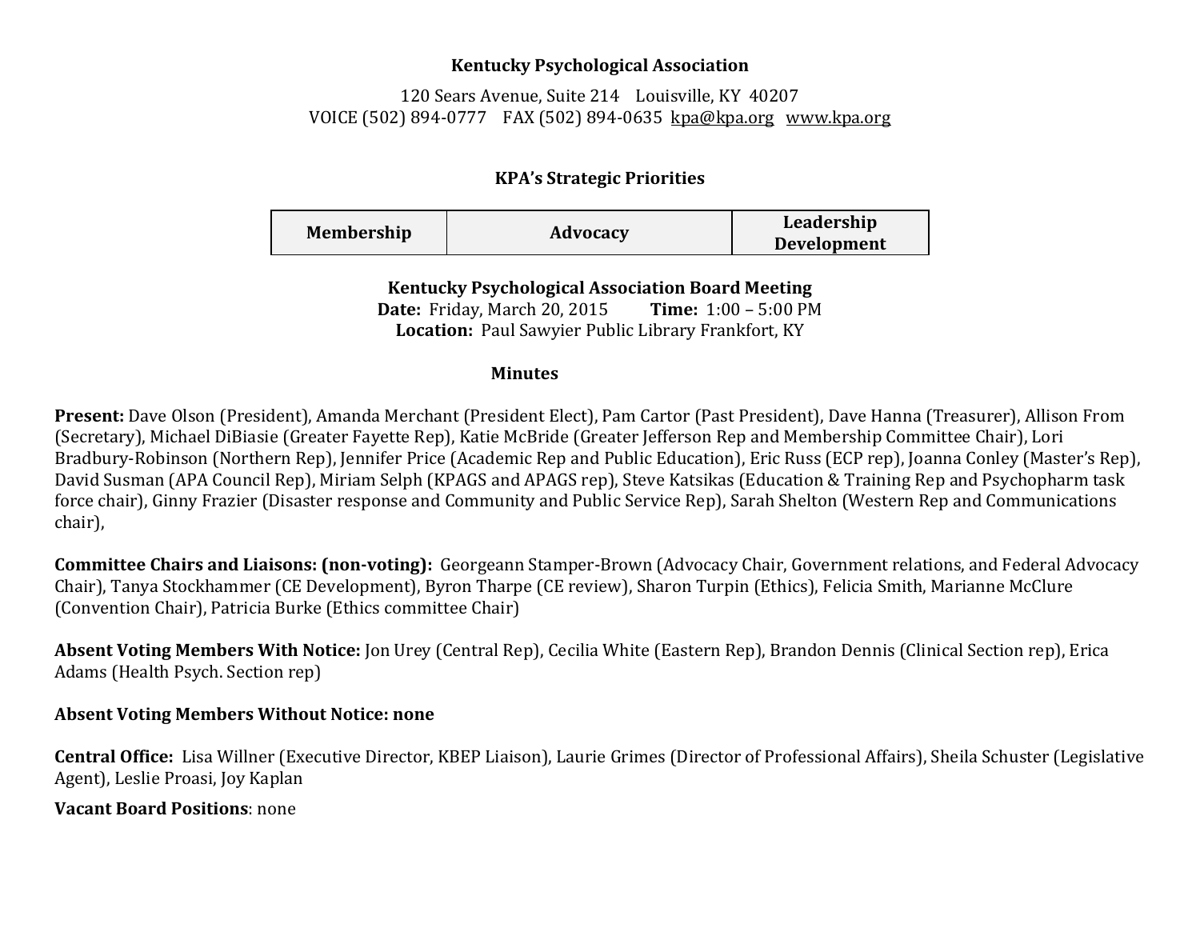**Kentucky Psychological Association**

120 Sears Avenue, Suite 214 Louisville, KY 40207
VOICE (502) 894-0777 FAX (502) 894-0635 kpa@kpa.org www.kpa.org

**KPA's Strategic Priorities**

| Membership | Advocacy | Leadership Development |
|---|---|---|

**Kentucky Psychological Association Board Meeting**
**Date:** Friday, March 20, 2015 **Time:** 1:00 – 5:00 PM
**Location:** Paul Sawyier Public Library Frankfort, KY

**Minutes**

**Present:** Dave Olson (President), Amanda Merchant (President Elect), Pam Cartor (Past President), Dave Hanna (Treasurer), Allison From (Secretary), Michael DiBiasie (Greater Fayette Rep), Katie McBride (Greater Jefferson Rep and Membership Committee Chair), Lori Bradbury-Robinson (Northern Rep), Jennifer Price (Academic Rep and Public Education), Eric Russ (ECP rep), Joanna Conley (Master's Rep), David Susman (APA Council Rep), Miriam Selph (KPAGS and APAGS rep), Steve Katsikas (Education & Training Rep and Psychopharm task force chair), Ginny Frazier (Disaster response and Community and Public Service Rep), Sarah Shelton (Western Rep and Communications chair),

**Committee Chairs and Liaisons: (non-voting):** Georgeann Stamper-Brown (Advocacy Chair, Government relations, and Federal Advocacy Chair), Tanya Stockhammer (CE Development), Byron Tharpe (CE review), Sharon Turpin (Ethics), Felicia Smith, Marianne McClure (Convention Chair), Patricia Burke (Ethics committee Chair)

**Absent Voting Members With Notice:** Jon Urey (Central Rep), Cecilia White (Eastern Rep), Brandon Dennis (Clinical Section rep), Erica Adams (Health Psych. Section rep)

**Absent Voting Members Without Notice: none**

**Central Office:** Lisa Willner (Executive Director, KBEP Liaison), Laurie Grimes (Director of Professional Affairs), Sheila Schuster (Legislative Agent), Leslie Proasi, Joy Kaplan

**Vacant Board Positions**: none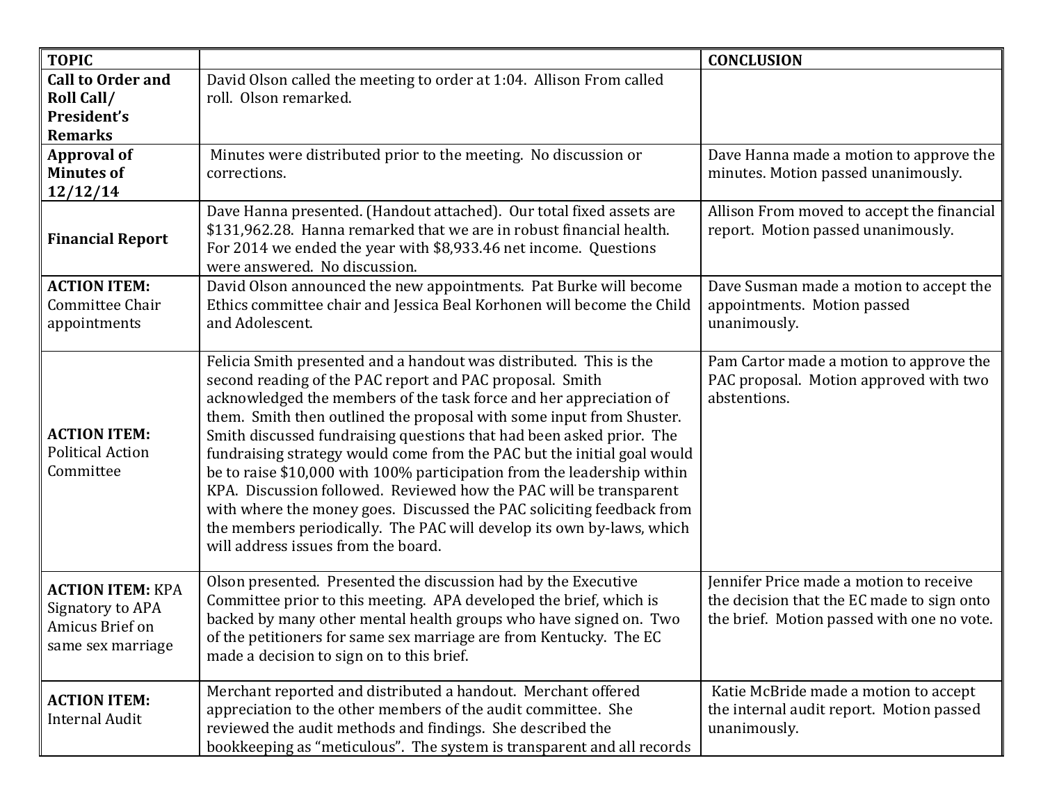| TOPIC | | CONCLUSION |
|---|---|---|
| **Call to Order and Roll Call/ President's Remarks** | David Olson called the meeting to order at 1:04. Allison From called roll. Olson remarked. | |
| **Approval of Minutes of 12/12/14** | Minutes were distributed prior to the meeting. No discussion or corrections. | Dave Hanna made a motion to approve the minutes. Motion passed unanimously. |
| **Financial Report** | Dave Hanna presented. (Handout attached). Our total fixed assets are $131,962.28. Hanna remarked that we are in robust financial health. For 2014 we ended the year with $8,933.46 net income. Questions were answered. No discussion. | Allison From moved to accept the financial report. Motion passed unanimously. |
| **ACTION ITEM:** Committee Chair appointments | David Olson announced the new appointments. Pat Burke will become Ethics committee chair and Jessica Beal Korhonen will become the Child and Adolescent. | Dave Susman made a motion to accept the appointments. Motion passed unanimously. |
| **ACTION ITEM:** Political Action Committee | Felicia Smith presented and a handout was distributed. This is the second reading of the PAC report and PAC proposal. Smith acknowledged the members of the task force and her appreciation of them. Smith then outlined the proposal with some input from Shuster. Smith discussed fundraising questions that had been asked prior. The fundraising strategy would come from the PAC but the initial goal would be to raise $10,000 with 100% participation from the leadership within KPA. Discussion followed. Reviewed how the PAC will be transparent with where the money goes. Discussed the PAC soliciting feedback from the members periodically. The PAC will develop its own by-laws, which will address issues from the board. | Pam Cartor made a motion to approve the PAC proposal. Motion approved with two abstentions. |
| **ACTION ITEM:** KPA Signatory to APA Amicus Brief on same sex marriage | Olson presented. Presented the discussion had by the Executive Committee prior to this meeting. APA developed the brief, which is backed by many other mental health groups who have signed on. Two of the petitioners for same sex marriage are from Kentucky. The EC made a decision to sign on to this brief. | Jennifer Price made a motion to receive the decision that the EC made to sign onto the brief. Motion passed with one no vote. |
| **ACTION ITEM:** Internal Audit | Merchant reported and distributed a handout. Merchant offered appreciation to the other members of the audit committee. She reviewed the audit methods and findings. She described the bookkeeping as "meticulous". The system is transparent and all records | Katie McBride made a motion to accept the internal audit report. Motion passed unanimously. |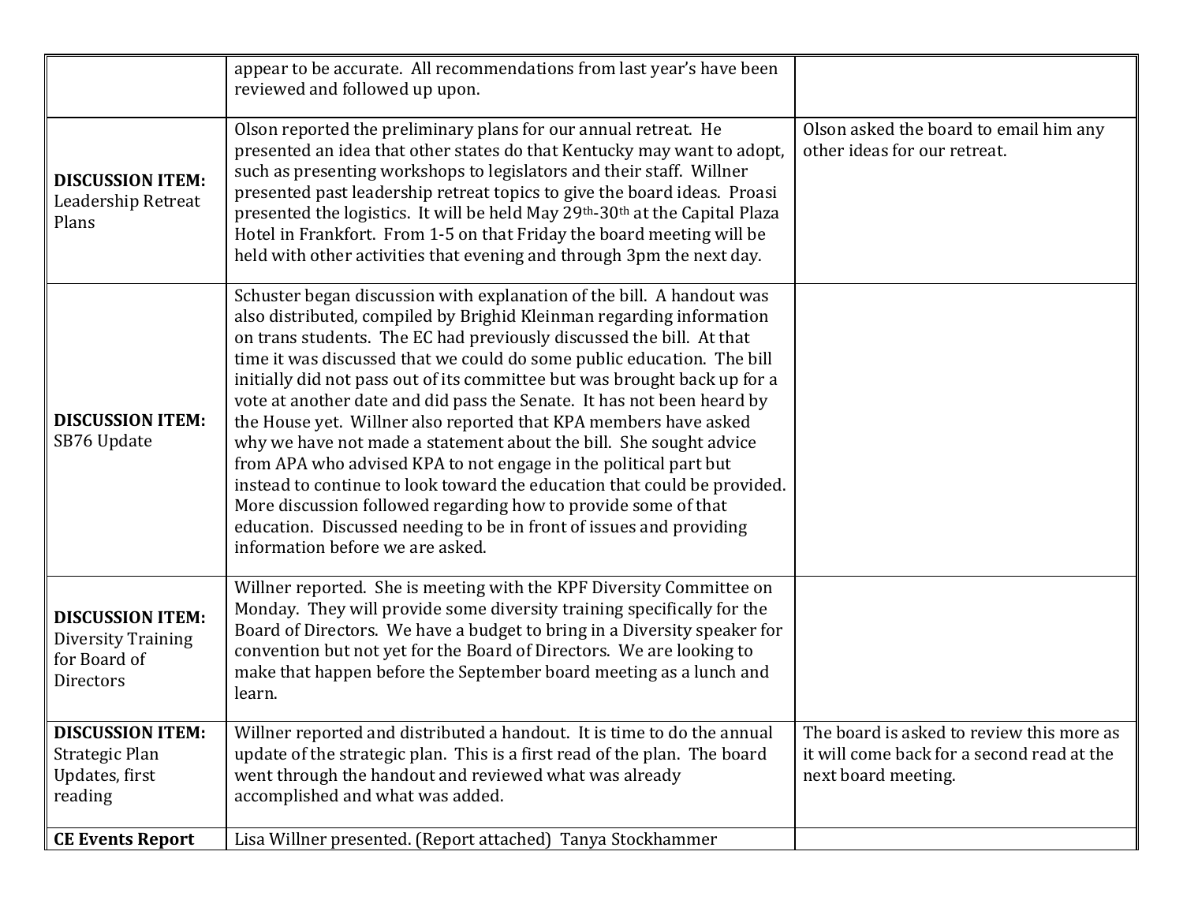| | | |
|---|---|---|
| | appear to be accurate. All recommendations from last year's have been reviewed and followed up upon. | |
| **DISCUSSION ITEM:** Leadership Retreat Plans | Olson reported the preliminary plans for our annual retreat. He presented an idea that other states do that Kentucky may want to adopt, such as presenting workshops to legislators and their staff. Willner presented past leadership retreat topics to give the board ideas. Proasi presented the logistics. It will be held May 29th-30th at the Capital Plaza Hotel in Frankfort. From 1-5 on that Friday the board meeting will be held with other activities that evening and through 3pm the next day. | Olson asked the board to email him any other ideas for our retreat. |
| **DISCUSSION ITEM:** SB76 Update | Schuster began discussion with explanation of the bill. A handout was also distributed, compiled by Brighid Kleinman regarding information on trans students. The EC had previously discussed the bill. At that time it was discussed that we could do some public education. The bill initially did not pass out of its committee but was brought back up for a vote at another date and did pass the Senate. It has not been heard by the House yet. Willner also reported that KPA members have asked why we have not made a statement about the bill. She sought advice from APA who advised KPA to not engage in the political part but instead to continue to look toward the education that could be provided. More discussion followed regarding how to provide some of that education. Discussed needing to be in front of issues and providing information before we are asked. | |
| **DISCUSSION ITEM:** Diversity Training for Board of Directors | Willner reported. She is meeting with the KPF Diversity Committee on Monday. They will provide some diversity training specifically for the Board of Directors. We have a budget to bring in a Diversity speaker for convention but not yet for the Board of Directors. We are looking to make that happen before the September board meeting as a lunch and learn. | |
| **DISCUSSION ITEM:** Strategic Plan Updates, first reading | Willner reported and distributed a handout. It is time to do the annual update of the strategic plan. This is a first read of the plan. The board went through the handout and reviewed what was already accomplished and what was added. | The board is asked to review this more as it will come back for a second read at the next board meeting. |
| **CE Events Report** | Lisa Willner presented. (Report attached) Tanya Stockhammer | |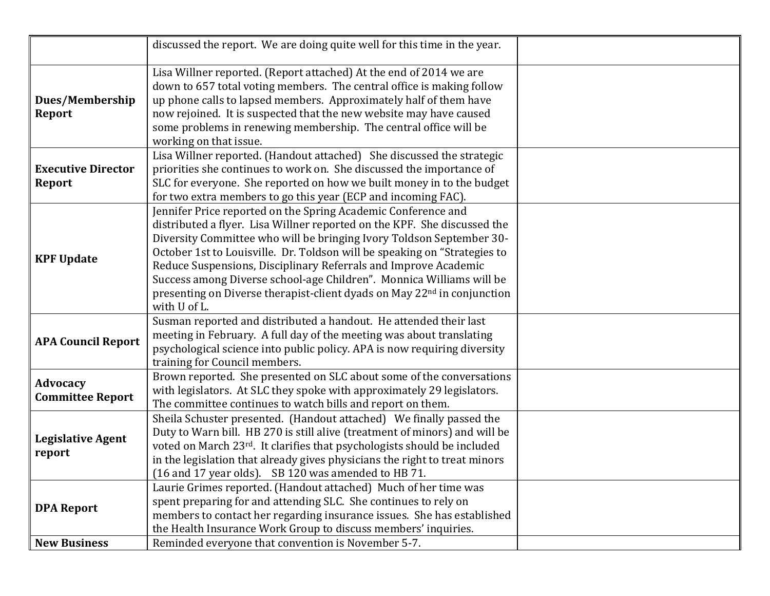| | | |
|---|---|---|
| | discussed the report. We are doing quite well for this time in the year. | |
| **Dues/Membership Report** | Lisa Willner reported. (Report attached) At the end of 2014 we are down to 657 total voting members. The central office is making follow up phone calls to lapsed members. Approximately half of them have now rejoined. It is suspected that the new website may have caused some problems in renewing membership. The central office will be working on that issue. | |
| **Executive Director Report** | Lisa Willner reported. (Handout attached) She discussed the strategic priorities she continues to work on. She discussed the importance of SLC for everyone. She reported on how we built money in to the budget for two extra members to go this year (ECP and incoming FAC). | |
| **KPF Update** | Jennifer Price reported on the Spring Academic Conference and distributed a flyer. Lisa Willner reported on the KPF. She discussed the Diversity Committee who will be bringing Ivory Toldson September 30-October 1st to Louisville. Dr. Toldson will be speaking on "Strategies to Reduce Suspensions, Disciplinary Referrals and Improve Academic Success among Diverse school-age Children". Monnica Williams will be presenting on Diverse therapist-client dyads on May 22nd in conjunction with U of L. | |
| **APA Council Report** | Susman reported and distributed a handout. He attended their last meeting in February. A full day of the meeting was about translating psychological science into public policy. APA is now requiring diversity training for Council members. | |
| **Advocacy Committee Report** | Brown reported. She presented on SLC about some of the conversations with legislators. At SLC they spoke with approximately 29 legislators. The committee continues to watch bills and report on them. | |
| **Legislative Agent report** | Sheila Schuster presented. (Handout attached) We finally passed the Duty to Warn bill. HB 270 is still alive (treatment of minors) and will be voted on March 23rd. It clarifies that psychologists should be included in the legislation that already gives physicians the right to treat minors (16 and 17 year olds). SB 120 was amended to HB 71. | |
| **DPA Report** | Laurie Grimes reported. (Handout attached) Much of her time was spent preparing for and attending SLC. She continues to rely on members to contact her regarding insurance issues. She has established the Health Insurance Work Group to discuss members' inquiries. | |
| **New Business** | Reminded everyone that convention is November 5-7. | |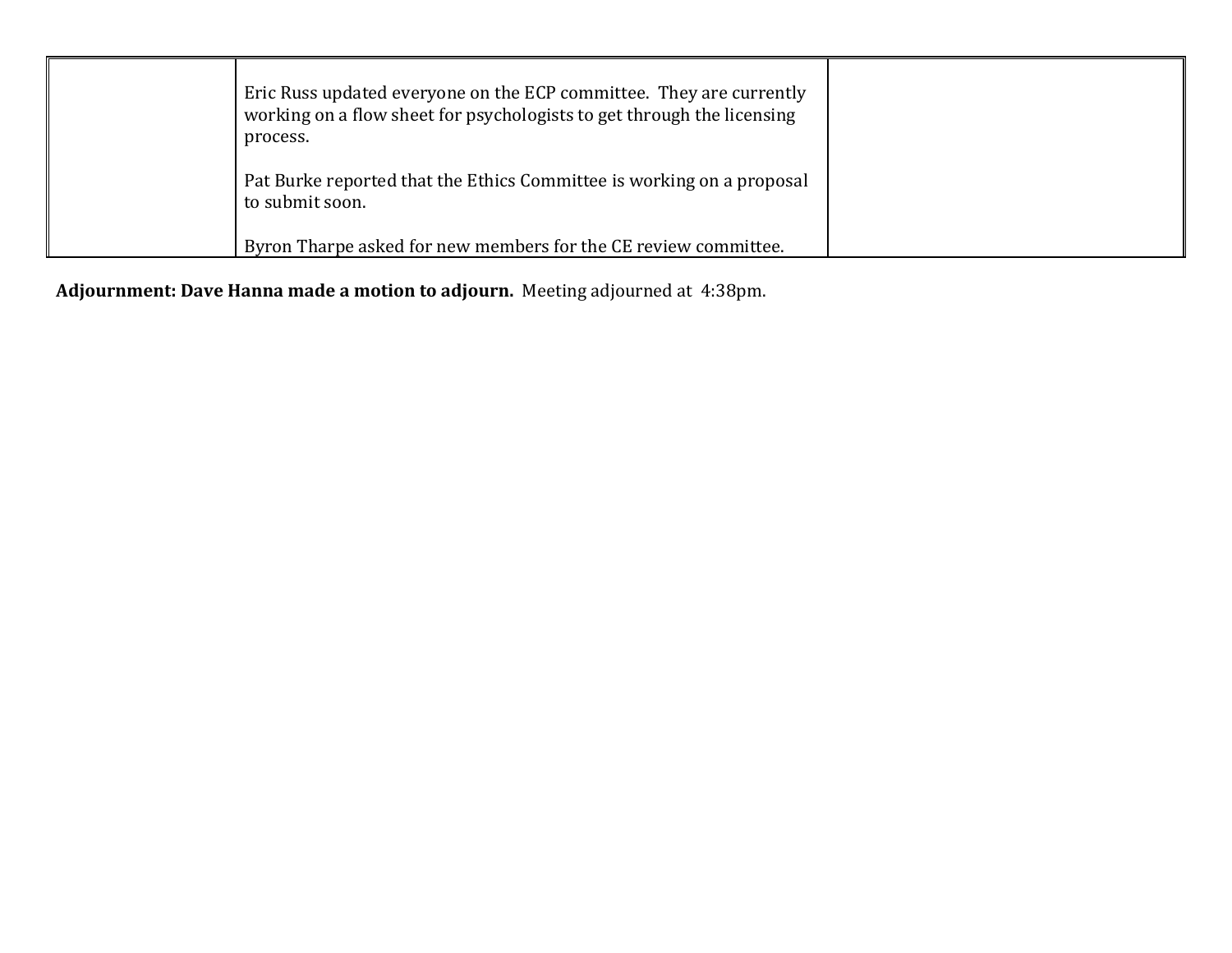| | | |
|---|---|---|
| | Eric Russ updated everyone on the ECP committee. They are currently working on a flow sheet for psychologists to get through the licensing process.<br><br>Pat Burke reported that the Ethics Committee is working on a proposal to submit soon.<br><br>Byron Tharpe asked for new members for the CE review committee. | |

**Adjournment: Dave Hanna made a motion to adjourn.** Meeting adjourned at 4:38pm.